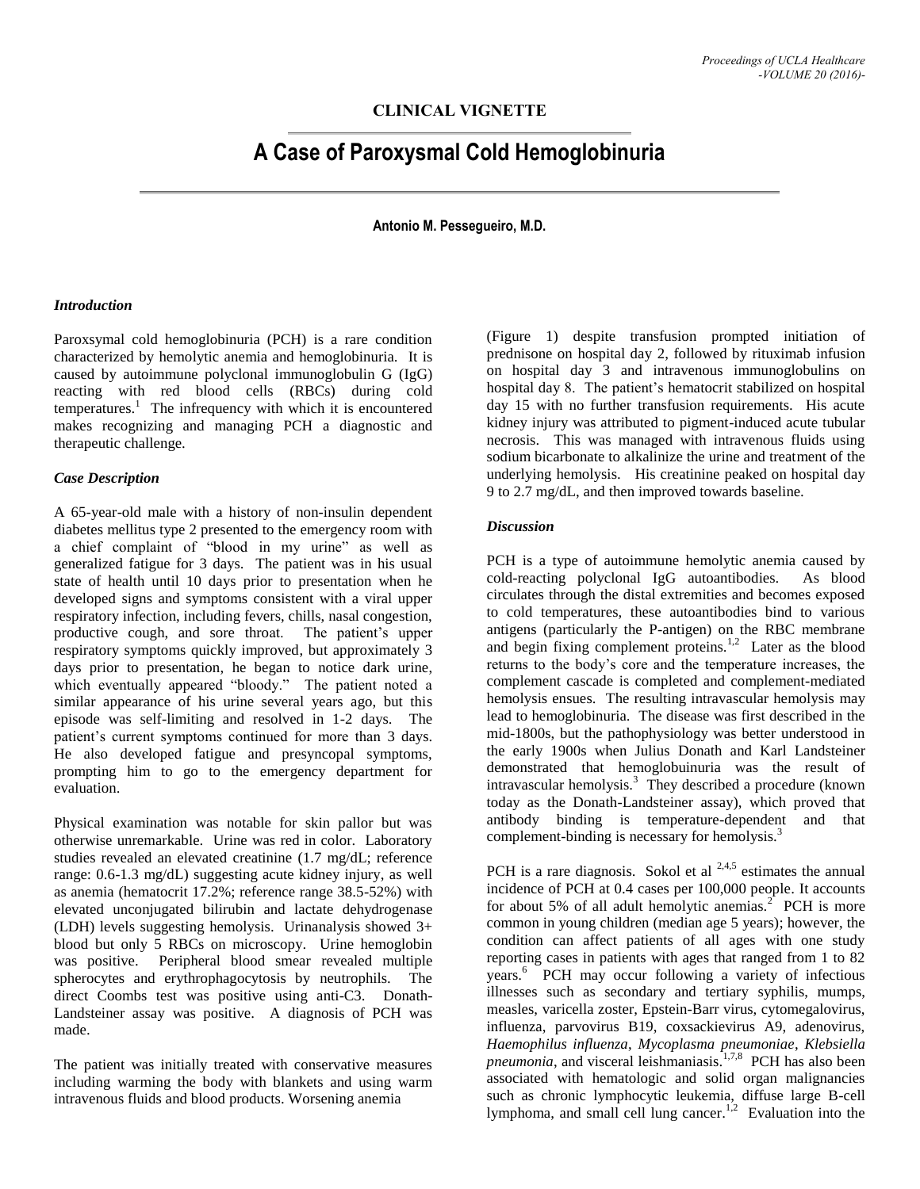# CLINICAL VIGNETTE

# A Case of Paroxysmal Cold Hemoglobinuria

**Antonio M. Pessegueiro, M.D.**

### *Introduction*

Paroxsymal cold hemoglobinuria (PCH) is a rare condition characterized by hemolytic anemia and hemoglobinuria. It is caused by autoimmune polyclonal immunoglobulin G (IgG) reacting with red blood cells (RBCs) during cold temperatures.[1] The infrequency with which it is encountered makes recognizing and managing PCH a diagnostic and therapeutic challenge.

### *Case Description*

A 65-year-old male with a history of non-insulin dependent diabetes mellitus type 2 presented to the emergency room with a chief complaint of "blood in my urine" as well as generalized fatigue for 3 days. The patient was in his usual state of health until 10 days prior to presentation when he developed signs and symptoms consistent with a viral upper respiratory infection, including fevers, chills, nasal congestion, productive cough, and sore throat. The patient's upper respiratory symptoms quickly improved, but approximately 3 days prior to presentation, he began to notice dark urine, which eventually appeared "bloody." The patient noted a similar appearance of his urine several years ago, but this episode was self-limiting and resolved in 1-2 days. The patient's current symptoms continued for more than 3 days. He also developed fatigue and presyncopal symptoms, prompting him to go to the emergency department for evaluation.

Physical examination was notable for skin pallor but was otherwise unremarkable. Urine was red in color. Laboratory studies revealed an elevated creatinine (1.7 mg/dL; reference range: 0.6-1.3 mg/dL) suggesting acute kidney injury, as well as anemia (hematocrit 17.2%; reference range 38.5-52%) with elevated unconjugated bilirubin and lactate dehydrogenase (LDH) levels suggesting hemolysis. Urinanalysis showed 3+ blood but only 5 RBCs on microscopy. Urine hemoglobin was positive. Peripheral blood smear revealed multiple spherocytes and erythrophagocytosis by neutrophils. The direct Coombs test was positive using anti-C3. Donath-Landsteiner assay was positive. A diagnosis of PCH was made.

The patient was initially treated with conservative measures including warming the body with blankets and using warm intravenous fluids and blood products. Worsening anemia (Figure 1) despite transfusion prompted initiation of prednisone on hospital day 2, followed by rituximab infusion on hospital day 3 and intravenous immunoglobulins on hospital day 8. The patient's hematocrit stabilized on hospital day 15 with no further transfusion requirements. His acute kidney injury was attributed to pigment-induced acute tubular necrosis. This was managed with intravenous fluids using sodium bicarbonate to alkalinize the urine and treatment of the underlying hemolysis. His creatinine peaked on hospital day 9 to 2.7 mg/dL, and then improved towards baseline.

### *Discussion*

PCH is a type of autoimmune hemolytic anemia caused by cold-reacting polyclonal IgG autoantibodies. As blood circulates through the distal extremities and becomes exposed to cold temperatures, these autoantibodies bind to various antigens (particularly the P-antigen) on the RBC membrane and begin fixing complement proteins.[1,2] Later as the blood returns to the body's core and the temperature increases, the complement cascade is completed and complement-mediated hemolysis ensues. The resulting intravascular hemolysis may lead to hemoglobinuria. The disease was first described in the mid-1800s, but the pathophysiology was better understood in the early 1900s when Julius Donath and Karl Landsteiner demonstrated that hemoglobuinuria was the result of intravascular hemolysis.[3] They described a procedure (known today as the Donath-Landsteiner assay), which proved that antibody binding is temperature-dependent and that complement-binding is necessary for hemolysis.[3]

PCH is a rare diagnosis. Sokol et al [2,4,5] estimates the annual incidence of PCH at 0.4 cases per 100,000 people. It accounts for about 5% of all adult hemolytic anemias.[2] PCH is more common in young children (median age 5 years); however, the condition can affect patients of all ages with one study reporting cases in patients with ages that ranged from 1 to 82 years.[6] PCH may occur following a variety of infectious illnesses such as secondary and tertiary syphilis, mumps, measles, varicella zoster, Epstein-Barr virus, cytomegalovirus, influenza, parvovirus B19, coxsackievirus A9, adenovirus, *Haemophilus influenza*, *Mycoplasma pneumoniae*, *Klebsiella pneumonia*, and visceral leishmaniasis.[1,7,8] PCH has also been associated with hematologic and solid organ malignancies such as chronic lymphocytic leukemia, diffuse large B-cell lymphoma, and small cell lung cancer.[1,2] Evaluation into the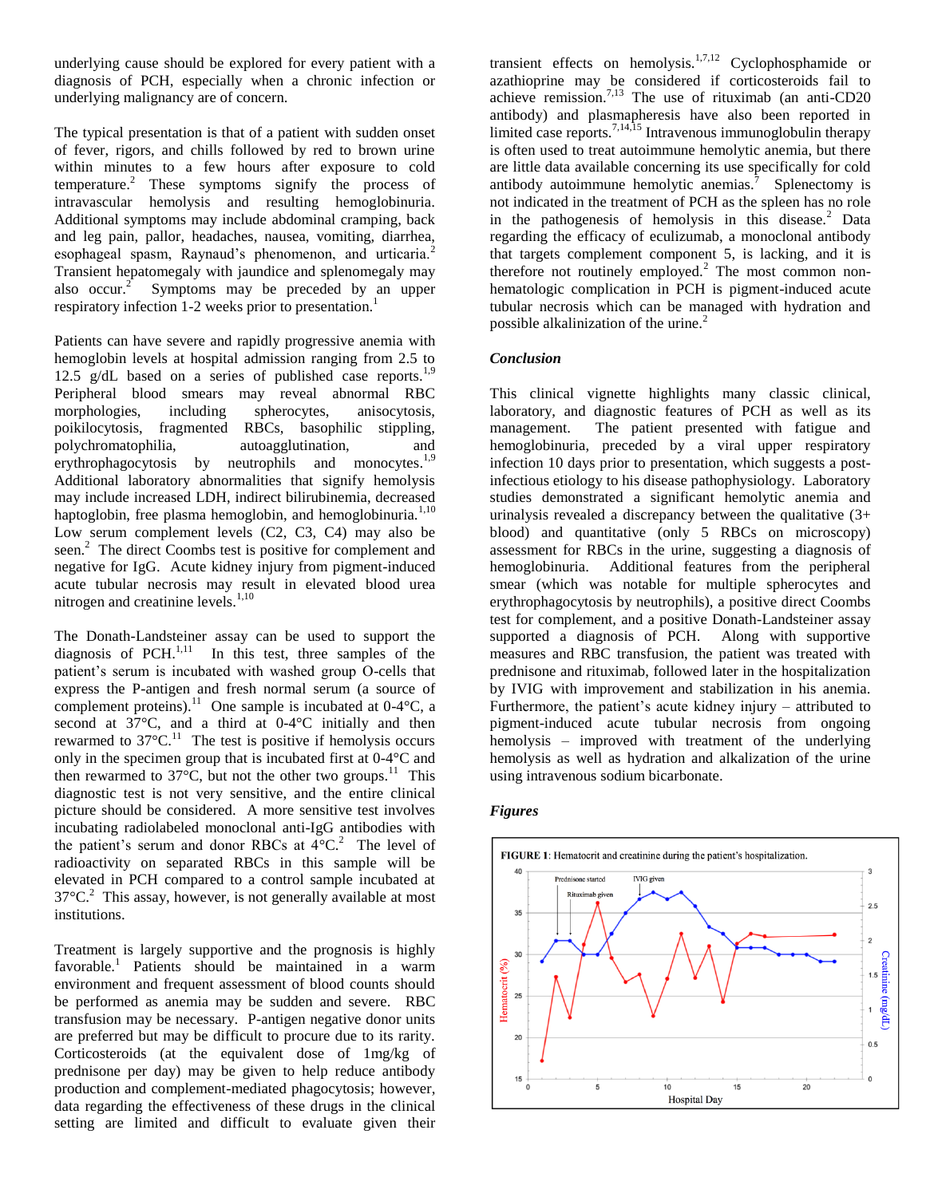underlying cause should be explored for every patient with a diagnosis of PCH, especially when a chronic infection or underlying malignancy are of concern.

The typical presentation is that of a patient with sudden onset of fever, rigors, and chills followed by red to brown urine within minutes to a few hours after exposure to cold temperature.[2] These symptoms signify the process of intravascular hemolysis and resulting hemoglobinuria. Additional symptoms may include abdominal cramping, back and leg pain, pallor, headaches, nausea, vomiting, diarrhea, esophageal spasm, Raynaud's phenomenon, and urticaria.[2] Transient hepatomegaly with jaundice and splenomegaly may also occur.[2] Symptoms may be preceded by an upper respiratory infection 1-2 weeks prior to presentation.[1]

Patients can have severe and rapidly progressive anemia with hemoglobin levels at hospital admission ranging from 2.5 to 12.5 g/dL based on a series of published case reports.[1,9] Peripheral blood smears may reveal abnormal RBC morphologies, including spherocytes, anisocytosis, poikilocytosis, fragmented RBCs, basophilic stippling, polychromatophilia, autoagglutination, and erythrophagocytosis by neutrophils and monocytes.[1,9] Additional laboratory abnormalities that signify hemolysis may include increased LDH, indirect bilirubinemia, decreased haptoglobin, free plasma hemoglobin, and hemoglobinuria.[1,10] Low serum complement levels (C2, C3, C4) may also be seen.[2] The direct Coombs test is positive for complement and negative for IgG. Acute kidney injury from pigment-induced acute tubular necrosis may result in elevated blood urea nitrogen and creatinine levels.[1,10]

The Donath-Landsteiner assay can be used to support the diagnosis of PCH.[1,11] In this test, three samples of the patient's serum is incubated with washed group O-cells that express the P-antigen and fresh normal serum (a source of complement proteins).[11] One sample is incubated at 0-4°C, a second at 37°C, and a third at 0-4°C initially and then rewarmed to 37°C.[11] The test is positive if hemolysis occurs only in the specimen group that is incubated first at 0-4°C and then rewarmed to 37°C, but not the other two groups.[11] This diagnostic test is not very sensitive, and the entire clinical picture should be considered. A more sensitive test involves incubating radiolabeled monoclonal anti-IgG antibodies with the patient's serum and donor RBCs at 4°C.[2] The level of radioactivity on separated RBCs in this sample will be elevated in PCH compared to a control sample incubated at 37°C.[2] This assay, however, is not generally available at most institutions.

Treatment is largely supportive and the prognosis is highly favorable.[1] Patients should be maintained in a warm environment and frequent assessment of blood counts should be performed as anemia may be sudden and severe. RBC transfusion may be necessary. P-antigen negative donor units are preferred but may be difficult to procure due to its rarity. Corticosteroids (at the equivalent dose of 1mg/kg of prednisone per day) may be given to help reduce antibody production and complement-mediated phagocytosis; however, data regarding the effectiveness of these drugs in the clinical setting are limited and difficult to evaluate given their transient effects on hemolysis.[1,7,12] Cyclophosphamide or azathioprine may be considered if corticosteroids fail to achieve remission.[7,13] The use of rituximab (an anti-CD20 antibody) and plasmapheresis have also been reported in limited case reports.[7,14,15] Intravenous immunoglobulin therapy is often used to treat autoimmune hemolytic anemia, but there are little data available concerning its use specifically for cold antibody autoimmune hemolytic anemias.[7] Splenectomy is not indicated in the treatment of PCH as the spleen has no role in the pathogenesis of hemolysis in this disease.[2] Data regarding the efficacy of eculizumab, a monoclonal antibody that targets complement component 5, is lacking, and it is therefore not routinely employed.[2] The most common non-hematologic complication in PCH is pigment-induced acute tubular necrosis which can be managed with hydration and possible alkalinization of the urine.[2]

### *Conclusion*

This clinical vignette highlights many classic clinical, laboratory, and diagnostic features of PCH as well as its management. The patient presented with fatigue and hemoglobinuria, preceded by a viral upper respiratory infection 10 days prior to presentation, which suggests a post-infectious etiology to his disease pathophysiology. Laboratory studies demonstrated a significant hemolytic anemia and urinalysis revealed a discrepancy between the qualitative (3+ blood) and quantitative (only 5 RBCs on microscopy) assessment for RBCs in the urine, suggesting a diagnosis of hemoglobinuria. Additional features from the peripheral smear (which was notable for multiple spherocytes and erythrophagocytosis by neutrophils), a positive direct Coombs test for complement, and a positive Donath-Landsteiner assay supported a diagnosis of PCH. Along with supportive measures and RBC transfusion, the patient was treated with prednisone and rituximab, followed later in the hospitalization by IVIG with improvement and stabilization in his anemia. Furthermore, the patient's acute kidney injury – attributed to pigment-induced acute tubular necrosis from ongoing hemolysis – improved with treatment of the underlying hemolysis as well as hydration and alkalization of the urine using intravenous sodium bicarbonate.

### *Figures*

FIGURE 1: Hematocrit and creatinine during the patient's hospitalization.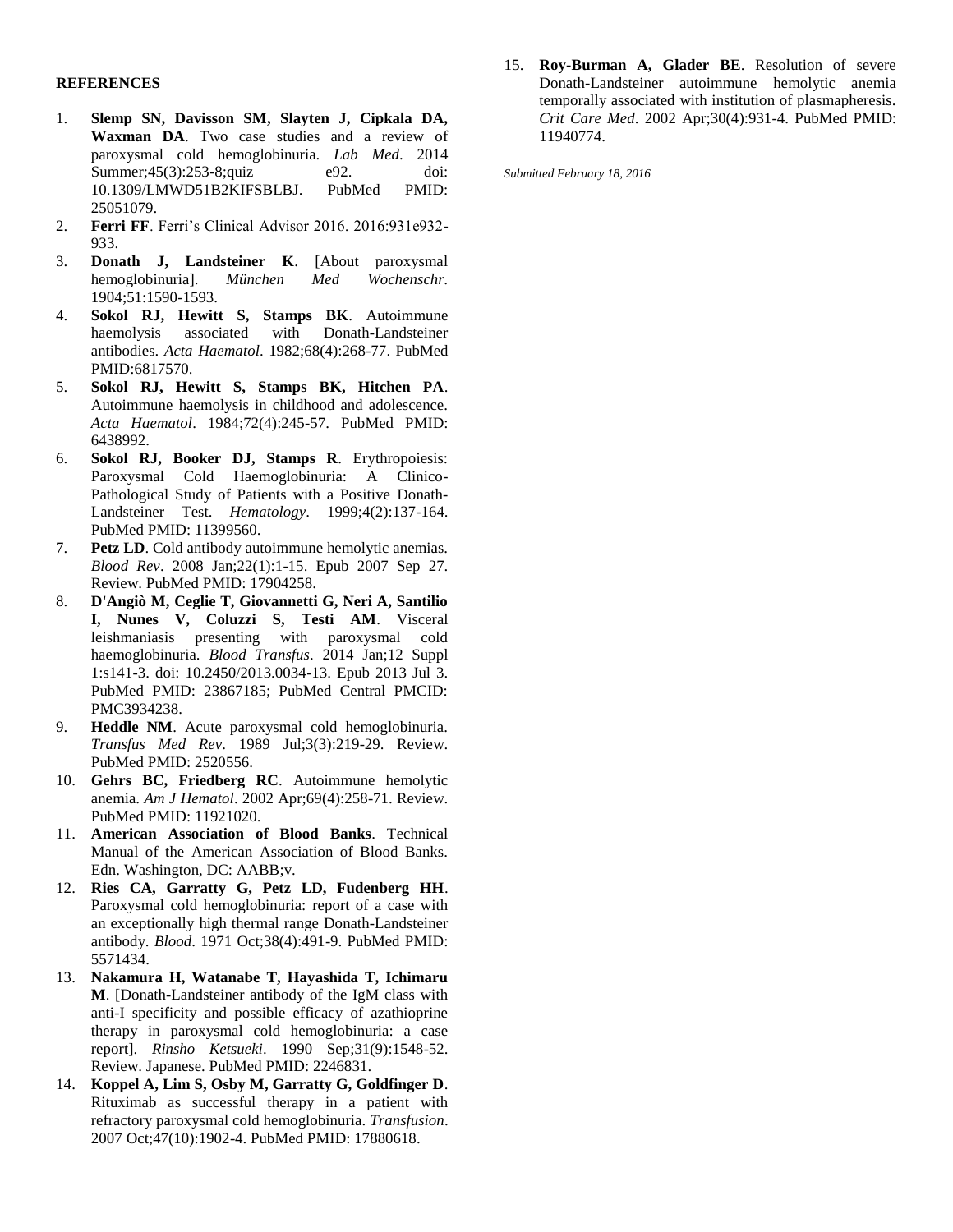## REFERENCES

1. **Slemp SN, Davisson SM, Slayten J, Cipkala DA, Waxman DA**. Two case studies and a review of paroxysmal cold hemoglobinuria. *Lab Med*. 2014 Summer;45(3):253-8;quiz e92. doi: 10.1309/LMWD51B2KIFSBLBJ. PubMed PMID: 25051079.
2. **Ferri FF**. Ferri's Clinical Advisor 2016. 2016:931e932-933.
3. **Donath J, Landsteiner K**. [About paroxysmal hemoglobinuria]. *München Med Wochenschr*. 1904;51:1590-1593.
4. **Sokol RJ, Hewitt S, Stamps BK**. Autoimmune haemolysis associated with Donath-Landsteiner antibodies. *Acta Haematol*. 1982;68(4):268-77. PubMed PMID:6817570.
5. **Sokol RJ, Hewitt S, Stamps BK, Hitchen PA**. Autoimmune haemolysis in childhood and adolescence. *Acta Haematol*. 1984;72(4):245-57. PubMed PMID: 6438992.
6. **Sokol RJ, Booker DJ, Stamps R**. Erythropoiesis: Paroxysmal Cold Haemoglobinuria: A Clinico-Pathological Study of Patients with a Positive Donath-Landsteiner Test. *Hematology*. 1999;4(2):137-164. PubMed PMID: 11399560.
7. **Petz LD**. Cold antibody autoimmune hemolytic anemias. *Blood Rev*. 2008 Jan;22(1):1-15. Epub 2007 Sep 27. Review. PubMed PMID: 17904258.
8. **D'Angiò M, Ceglie T, Giovannetti G, Neri A, Santilio I, Nunes V, Coluzzi S, Testi AM**. Visceral leishmaniasis presenting with paroxysmal cold haemoglobinuria. *Blood Transfus*. 2014 Jan;12 Suppl 1:s141-3. doi: 10.2450/2013.0034-13. Epub 2013 Jul 3. PubMed PMID: 23867185; PubMed Central PMCID: PMC3934238.
9. **Heddle NM**. Acute paroxysmal cold hemoglobinuria. *Transfus Med Rev*. 1989 Jul;3(3):219-29. Review. PubMed PMID: 2520556.
10. **Gehrs BC, Friedberg RC**. Autoimmune hemolytic anemia. *Am J Hematol*. 2002 Apr;69(4):258-71. Review. PubMed PMID: 11921020.
11. **American Association of Blood Banks**. Technical Manual of the American Association of Blood Banks. Edn. Washington, DC: AABB;v.
12. **Ries CA, Garratty G, Petz LD, Fudenberg HH**. Paroxysmal cold hemoglobinuria: report of a case with an exceptionally high thermal range Donath-Landsteiner antibody. *Blood*. 1971 Oct;38(4):491-9. PubMed PMID: 5571434.
13. **Nakamura H, Watanabe T, Hayashida T, Ichimaru M**. [Donath-Landsteiner antibody of the IgM class with anti-I specificity and possible efficacy of azathioprine therapy in paroxysmal cold hemoglobinuria: a case report]. *Rinsho Ketsueki*. 1990 Sep;31(9):1548-52. Review. Japanese. PubMed PMID: 2246831.
14. **Koppel A, Lim S, Osby M, Garratty G, Goldfinger D**. Rituximab as successful therapy in a patient with refractory paroxysmal cold hemoglobinuria. *Transfusion*. 2007 Oct;47(10):1902-4. PubMed PMID: 17880618.
15. **Roy-Burman A, Glader BE**. Resolution of severe Donath-Landsteiner autoimmune hemolytic anemia temporally associated with institution of plasmapheresis. *Crit Care Med*. 2002 Apr;30(4):931-4. PubMed PMID: 11940774.

*Submitted February 18, 2016*